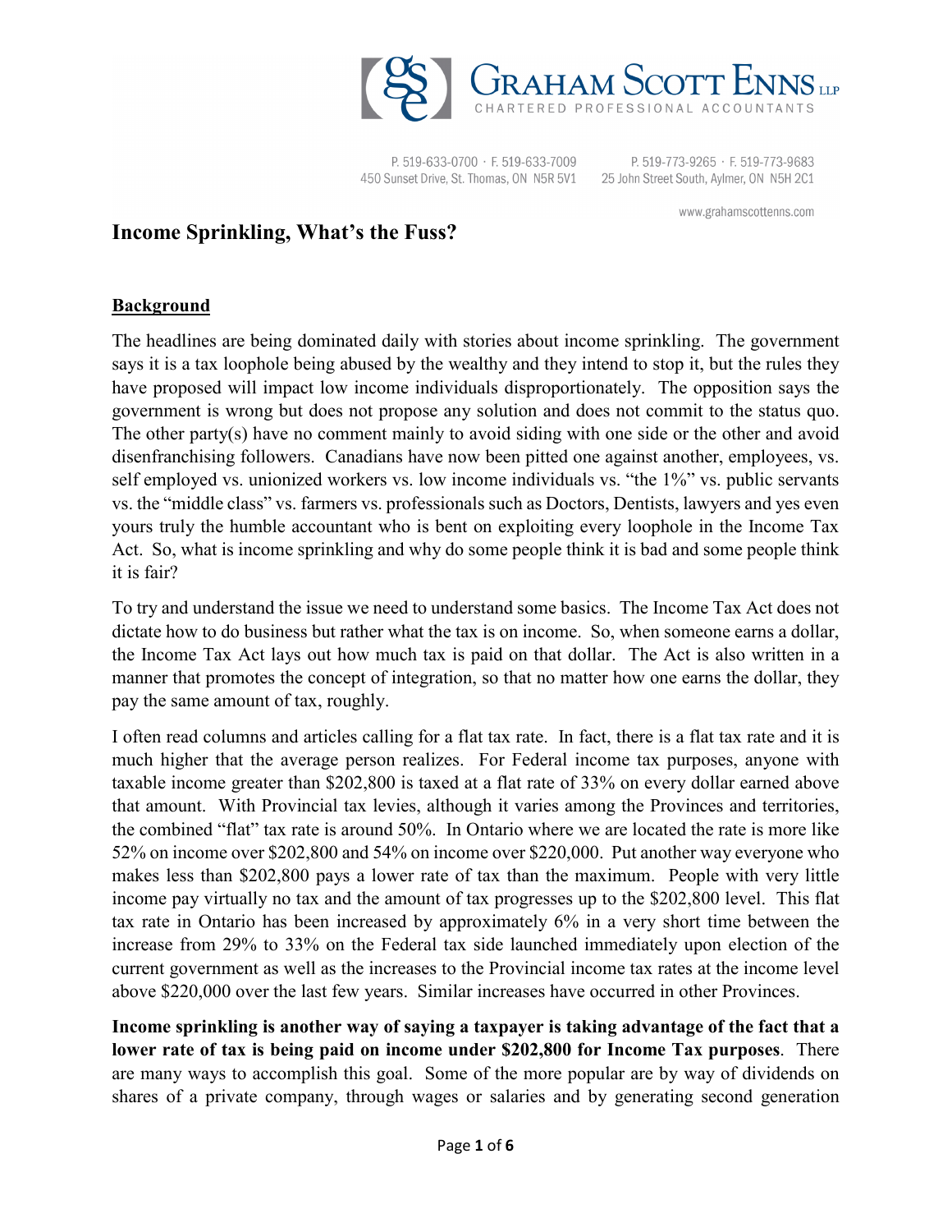# Income Sprinkling, What's the Fuss?

## Background

The headlines are being dominated daily with stories about income sprinkling. The government says it is a tax loophole being abused by the wealthy and they intend to stop it, but the rules they have proposed will impact low income individuals disproportionately. The opposition says the government is wrong but does not propose any solution and does not commit to the status quo. The other party(s) have no comment mainly to avoid siding with one side or the other and avoid disenfranchising followers. Canadians have now been pitted one against another, employees, vs. self employed vs. unionized workers vs. low income individuals vs. "the 1%" vs. public servants vs. the "middle class" vs. farmers vs. professionals such as Doctors, Dentists, lawyers and yes even yours truly the humble accountant who is bent on exploiting every loophole in the Income Tax Act. So, what is income sprinkling and why do some people think it is bad and some people think it is fair?

To try and understand the issue we need to understand some basics. The Income Tax Act does not dictate how to do business but rather what the tax is on income. So, when someone earns a dollar, the Income Tax Act lays out how much tax is paid on that dollar. The Act is also written in a manner that promotes the concept of integration, so that no matter how one earns the dollar, they pay the same amount of tax, roughly.

I often read columns and articles calling for a flat tax rate. In fact, there is a flat tax rate and it is much higher that the average person realizes. For Federal income tax purposes, anyone with taxable income greater than $202,800 is taxed at a flat rate of 33% on every dollar earned above that amount. With Provincial tax levies, although it varies among the Provinces and territories, the combined "flat" tax rate is around 50%. In Ontario where we are located the rate is more like 52% on income over $202,800 and 54% on income over $220,000. Put another way everyone who makes less than $202,800 pays a lower rate of tax than the maximum. People with very little income pay virtually no tax and the amount of tax progresses up to the $202,800 level. This flat tax rate in Ontario has been increased by approximately 6% in a very short time between the increase from 29% to 33% on the Federal tax side launched immediately upon election of the current government as well as the increases to the Provincial income tax rates at the income level above $220,000 over the last few years. Similar increases have occurred in other Provinces.

**Income sprinkling is another way of saying a taxpayer is taking advantage of the fact that a lower rate of tax is being paid on income under $202,800 for Income Tax purposes**. There are many ways to accomplish this goal. Some of the more popular are by way of dividends on shares of a private company, through wages or salaries and by generating second generation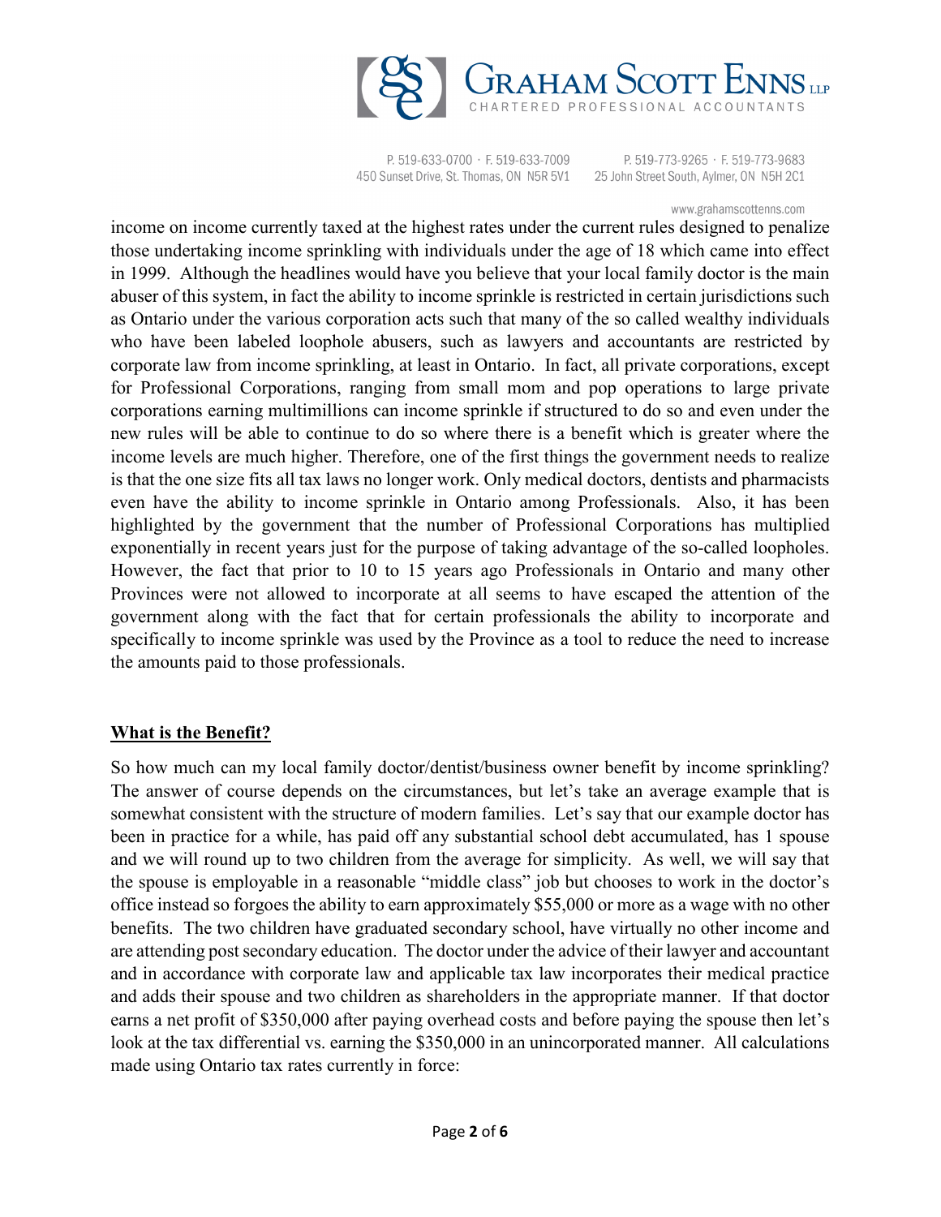income on income currently taxed at the highest rates under the current rules designed to penalize those undertaking income sprinkling with individuals under the age of 18 which came into effect in 1999. Although the headlines would have you believe that your local family doctor is the main abuser of this system, in fact the ability to income sprinkle is restricted in certain jurisdictions such as Ontario under the various corporation acts such that many of the so called wealthy individuals who have been labeled loophole abusers, such as lawyers and accountants are restricted by corporate law from income sprinkling, at least in Ontario. In fact, all private corporations, except for Professional Corporations, ranging from small mom and pop operations to large private corporations earning multimillions can income sprinkle if structured to do so and even under the new rules will be able to continue to do so where there is a benefit which is greater where the income levels are much higher. Therefore, one of the first things the government needs to realize is that the one size fits all tax laws no longer work. Only medical doctors, dentists and pharmacists even have the ability to income sprinkle in Ontario among Professionals. Also, it has been highlighted by the government that the number of Professional Corporations has multiplied exponentially in recent years just for the purpose of taking advantage of the so-called loopholes. However, the fact that prior to 10 to 15 years ago Professionals in Ontario and many other Provinces were not allowed to incorporate at all seems to have escaped the attention of the government along with the fact that for certain professionals the ability to incorporate and specifically to income sprinkle was used by the Province as a tool to reduce the need to increase the amounts paid to those professionals.

## What is the Benefit?

So how much can my local family doctor/dentist/business owner benefit by income sprinkling? The answer of course depends on the circumstances, but let's take an average example that is somewhat consistent with the structure of modern families. Let's say that our example doctor has been in practice for a while, has paid off any substantial school debt accumulated, has 1 spouse and we will round up to two children from the average for simplicity. As well, we will say that the spouse is employable in a reasonable "middle class" job but chooses to work in the doctor's office instead so forgoes the ability to earn approximately $55,000 or more as a wage with no other benefits. The two children have graduated secondary school, have virtually no other income and are attending post secondary education. The doctor under the advice of their lawyer and accountant and in accordance with corporate law and applicable tax law incorporates their medical practice and adds their spouse and two children as shareholders in the appropriate manner. If that doctor earns a net profit of $350,000 after paying overhead costs and before paying the spouse then let's look at the tax differential vs. earning the $350,000 in an unincorporated manner. All calculations made using Ontario tax rates currently in force: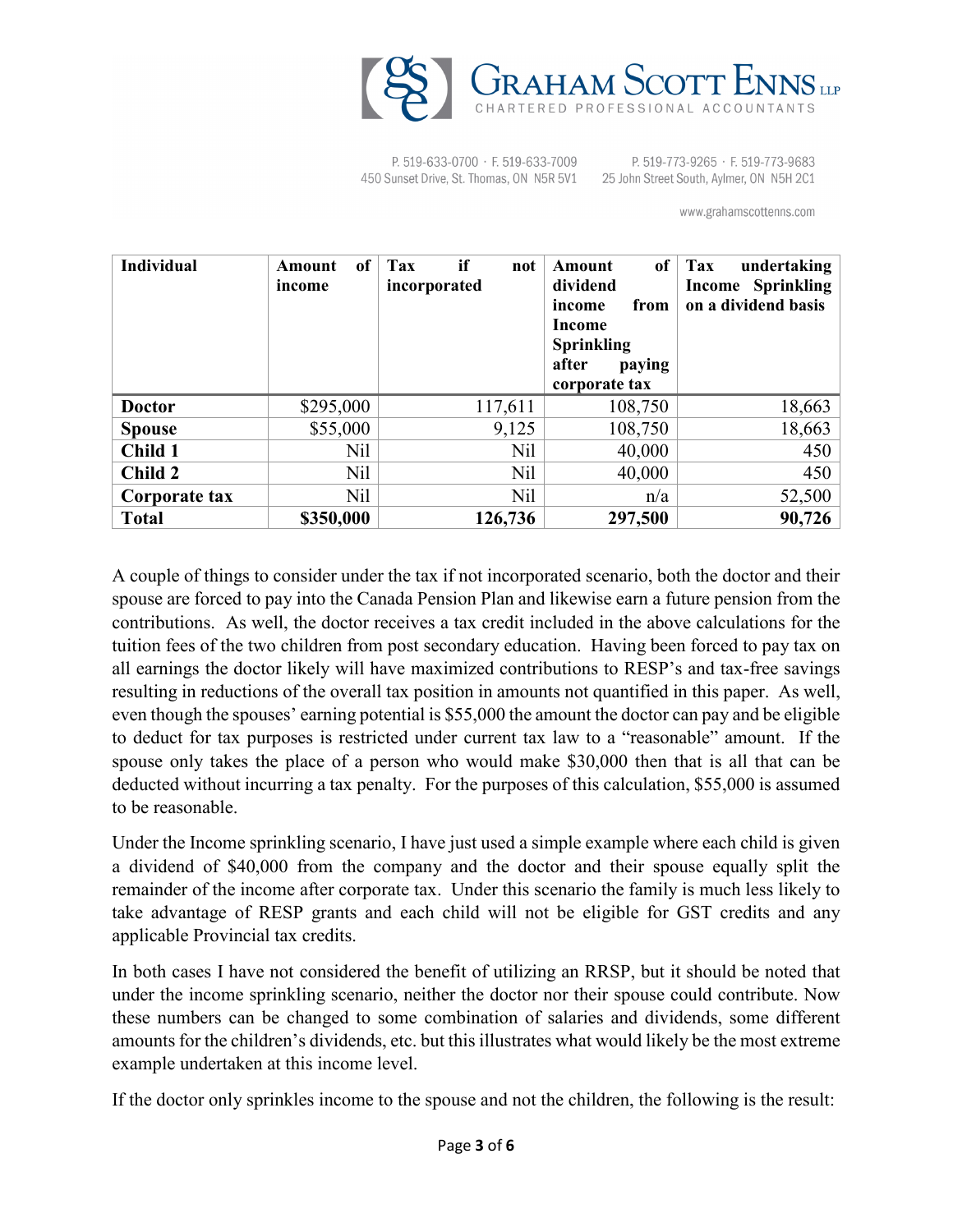| Individual | Amount of income | Tax if not incorporated | Amount of dividend income from Income Sprinkling after paying corporate tax | Tax undertaking Income Sprinkling on a dividend basis |
|---|---|---|---|---|
| **Doctor** | $295,000 | 117,611 | 108,750 | 18,663 |
| **Spouse** | $55,000 | 9,125 | 108,750 | 18,663 |
| **Child 1** | Nil | Nil | 40,000 | 450 |
| **Child 2** | Nil | Nil | 40,000 | 450 |
| **Corporate tax** | Nil | Nil | n/a | 52,500 |
| **Total** | **$350,000** | **126,736** | **297,500** | **90,726** |

A couple of things to consider under the tax if not incorporated scenario, both the doctor and their spouse are forced to pay into the Canada Pension Plan and likewise earn a future pension from the contributions. As well, the doctor receives a tax credit included in the above calculations for the tuition fees of the two children from post secondary education. Having been forced to pay tax on all earnings the doctor likely will have maximized contributions to RESP's and tax-free savings resulting in reductions of the overall tax position in amounts not quantified in this paper. As well, even though the spouses' earning potential is $55,000 the amount the doctor can pay and be eligible to deduct for tax purposes is restricted under current tax law to a "reasonable" amount. If the spouse only takes the place of a person who would make $30,000 then that is all that can be deducted without incurring a tax penalty. For the purposes of this calculation, $55,000 is assumed to be reasonable.

Under the Income sprinkling scenario, I have just used a simple example where each child is given a dividend of $40,000 from the company and the doctor and their spouse equally split the remainder of the income after corporate tax. Under this scenario the family is much less likely to take advantage of RESP grants and each child will not be eligible for GST credits and any applicable Provincial tax credits.

In both cases I have not considered the benefit of utilizing an RRSP, but it should be noted that under the income sprinkling scenario, neither the doctor nor their spouse could contribute. Now these numbers can be changed to some combination of salaries and dividends, some different amounts for the children's dividends, etc. but this illustrates what would likely be the most extreme example undertaken at this income level.

If the doctor only sprinkles income to the spouse and not the children, the following is the result: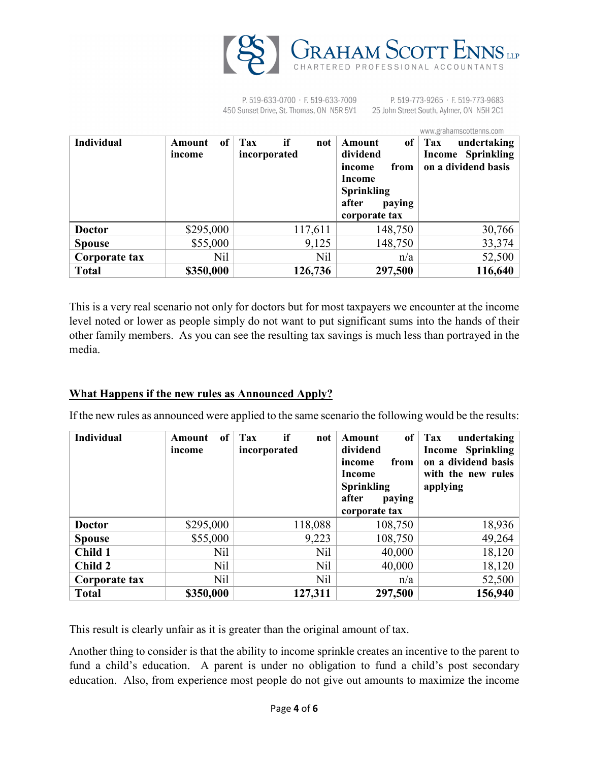| Individual | Amount of income | Tax if not incorporated | Amount of dividend income from Income Sprinkling after paying corporate tax | Tax undertaking Income Sprinkling on a dividend basis |
|---|---|---|---|---|
| **Doctor** | $295,000 | 117,611 | 148,750 | 30,766 |
| **Spouse** | $55,000 | 9,125 | 148,750 | 33,374 |
| **Corporate tax** | Nil | Nil | n/a | 52,500 |
| **Total** | **$350,000** | **126,736** | **297,500** | **116,640** |

This is a very real scenario not only for doctors but for most taxpayers we encounter at the income level noted or lower as people simply do not want to put significant sums into the hands of their other family members. As you can see the resulting tax savings is much less than portrayed in the media.

**<u>What Happens if the new rules as Announced Apply?</u>**

If the new rules as announced were applied to the same scenario the following would be the results:

| Individual | Amount of income | Tax if not incorporated | Amount of dividend income from Income Sprinkling after paying corporate tax | Tax undertaking Income Sprinkling on a dividend basis with the new rules applying |
|---|---|---|---|---|
| **Doctor** | $295,000 | 118,088 | 108,750 | 18,936 |
| **Spouse** | $55,000 | 9,223 | 108,750 | 49,264 |
| **Child 1** | Nil | Nil | 40,000 | 18,120 |
| **Child 2** | Nil | Nil | 40,000 | 18,120 |
| **Corporate tax** | Nil | Nil | n/a | 52,500 |
| **Total** | **$350,000** | **127,311** | **297,500** | **156,940** |

This result is clearly unfair as it is greater than the original amount of tax.

Another thing to consider is that the ability to income sprinkle creates an incentive to the parent to fund a child's education. A parent is under no obligation to fund a child's post secondary education. Also, from experience most people do not give out amounts to maximize the income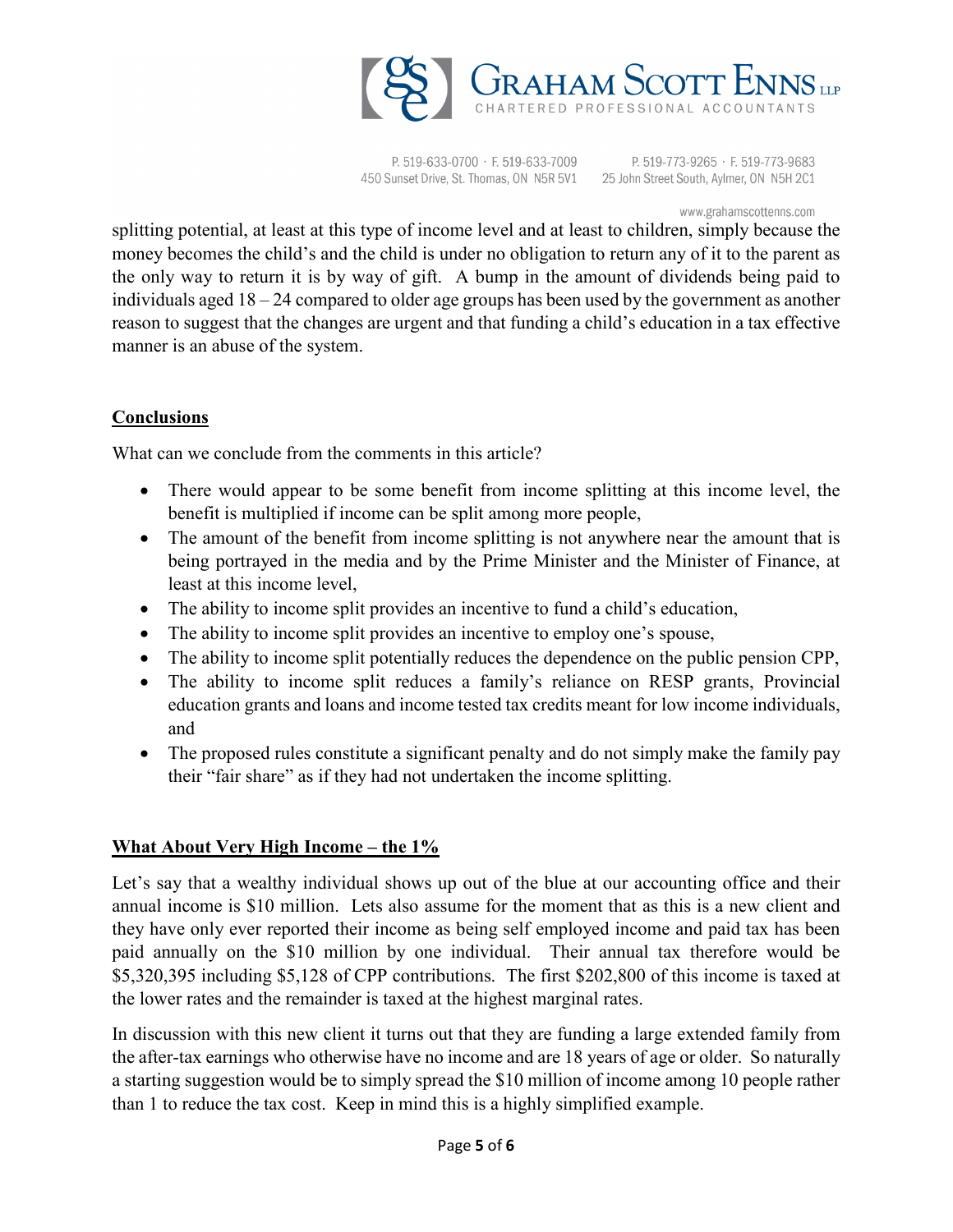splitting potential, at least at this type of income level and at least to children, simply because the money becomes the child's and the child is under no obligation to return any of it to the parent as the only way to return it is by way of gift. A bump in the amount of dividends being paid to individuals aged 18 – 24 compared to older age groups has been used by the government as another reason to suggest that the changes are urgent and that funding a child's education in a tax effective manner is an abuse of the system.

## Conclusions

What can we conclude from the comments in this article?

- There would appear to be some benefit from income splitting at this income level, the benefit is multiplied if income can be split among more people,
- The amount of the benefit from income splitting is not anywhere near the amount that is being portrayed in the media and by the Prime Minister and the Minister of Finance, at least at this income level,
- The ability to income split provides an incentive to fund a child's education,
- The ability to income split provides an incentive to employ one's spouse,
- The ability to income split potentially reduces the dependence on the public pension CPP,
- The ability to income split reduces a family's reliance on RESP grants, Provincial education grants and loans and income tested tax credits meant for low income individuals, and
- The proposed rules constitute a significant penalty and do not simply make the family pay their "fair share" as if they had not undertaken the income splitting.

## What About Very High Income – the 1%

Let's say that a wealthy individual shows up out of the blue at our accounting office and their annual income is $10 million. Lets also assume for the moment that as this is a new client and they have only ever reported their income as being self employed income and paid tax has been paid annually on the $10 million by one individual. Their annual tax therefore would be $5,320,395 including $5,128 of CPP contributions. The first $202,800 of this income is taxed at the lower rates and the remainder is taxed at the highest marginal rates.

In discussion with this new client it turns out that they are funding a large extended family from the after-tax earnings who otherwise have no income and are 18 years of age or older. So naturally a starting suggestion would be to simply spread the $10 million of income among 10 people rather than 1 to reduce the tax cost. Keep in mind this is a highly simplified example.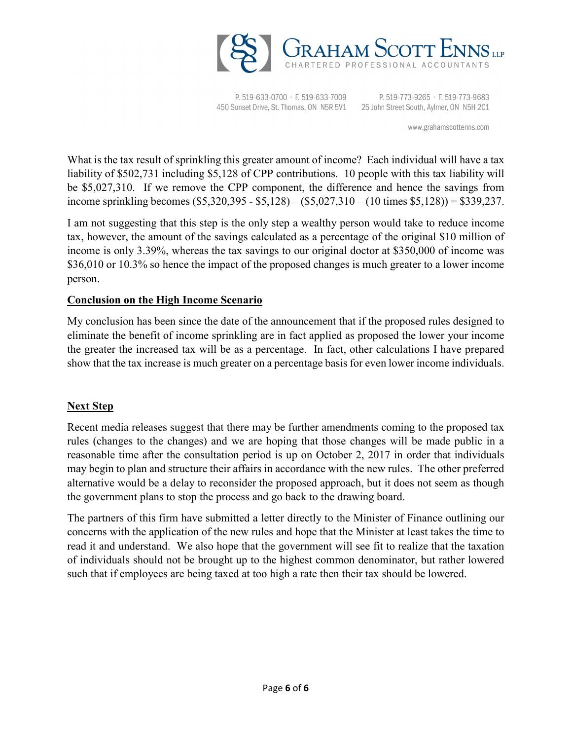What is the tax result of sprinkling this greater amount of income? Each individual will have a tax liability of $502,731 including $5,128 of CPP contributions. 10 people with this tax liability will be $5,027,310. If we remove the CPP component, the difference and hence the savings from income sprinkling becomes ($5,320,395 - $5,128) – ($5,027,310 – (10 times $5,128)) = $339,237.

I am not suggesting that this step is the only step a wealthy person would take to reduce income tax, however, the amount of the savings calculated as a percentage of the original $10 million of income is only 3.39%, whereas the tax savings to our original doctor at $350,000 of income was $36,010 or 10.3% so hence the impact of the proposed changes is much greater to a lower income person.

**<u>Conclusion on the High Income Scenario</u>**

My conclusion has been since the date of the announcement that if the proposed rules designed to eliminate the benefit of income sprinkling are in fact applied as proposed the lower your income the greater the increased tax will be as a percentage. In fact, other calculations I have prepared show that the tax increase is much greater on a percentage basis for even lower income individuals.

**<u>Next Step</u>**

Recent media releases suggest that there may be further amendments coming to the proposed tax rules (changes to the changes) and we are hoping that those changes will be made public in a reasonable time after the consultation period is up on October 2, 2017 in order that individuals may begin to plan and structure their affairs in accordance with the new rules. The other preferred alternative would be a delay to reconsider the proposed approach, but it does not seem as though the government plans to stop the process and go back to the drawing board.

The partners of this firm have submitted a letter directly to the Minister of Finance outlining our concerns with the application of the new rules and hope that the Minister at least takes the time to read it and understand. We also hope that the government will see fit to realize that the taxation of individuals should not be brought up to the highest common denominator, but rather lowered such that if employees are being taxed at too high a rate then their tax should be lowered.